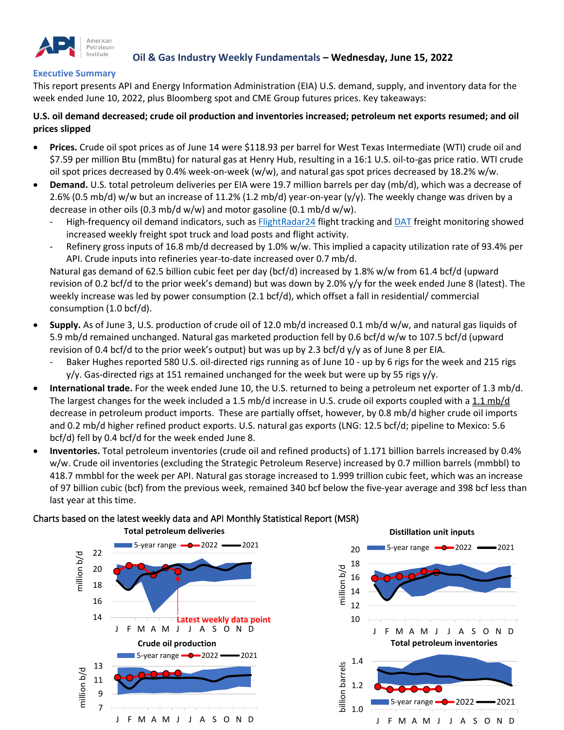American Petroleum Institute

# Oil & Gas Industry Weekly Fundamentals – Wednesday, June 15, 2022

## Executive Summary

This report presents API and Energy Information Administration (EIA) U.S. demand, supply, and inventory data for the week ended June 10, 2022, plus Bloomberg spot and CME Group futures prices. Key takeaways:

**U.S. oil demand decreased; crude oil production and inventories increased; petroleum net exports resumed; and oil prices slipped**

- **Prices.** Crude oil spot prices as of June 14 were $118.93 per barrel for West Texas Intermediate (WTI) crude oil and $7.59 per million Btu (mmBtu) for natural gas at Henry Hub, resulting in a 16:1 U.S. oil-to-gas price ratio. WTI crude oil spot prices decreased by 0.4% week-on-week (w/w), and natural gas spot prices decreased by 18.2% w/w.
- **Demand.** U.S. total petroleum deliveries per EIA were 19.7 million barrels per day (mb/d), which was a decrease of 2.6% (0.5 mb/d) w/w but an increase of 11.2% (1.2 mb/d) year-on-year (y/y). The weekly change was driven by a decrease in other oils (0.3 mb/d w/w) and motor gasoline (0.1 mb/d w/w).
  - High-frequency oil demand indicators, such as FlightRadar24 flight tracking and DAT freight monitoring showed increased weekly freight spot truck and load posts and flight activity.
  - Refinery gross inputs of 16.8 mb/d decreased by 1.0% w/w. This implied a capacity utilization rate of 93.4% per API. Crude inputs into refineries year-to-date increased over 0.7 mb/d.

  Natural gas demand of 62.5 billion cubic feet per day (bcf/d) increased by 1.8% w/w from 61.4 bcf/d (upward revision of 0.2 bcf/d to the prior week's demand) but was down by 2.0% y/y for the week ended June 8 (latest). The weekly increase was led by power consumption (2.1 bcf/d), which offset a fall in residential/ commercial consumption (1.0 bcf/d).
- **Supply.** As of June 3, U.S. production of crude oil of 12.0 mb/d increased 0.1 mb/d w/w, and natural gas liquids of 5.9 mb/d remained unchanged. Natural gas marketed production fell by 0.6 bcf/d w/w to 107.5 bcf/d (upward revision of 0.4 bcf/d to the prior week's output) but was up by 2.3 bcf/d y/y as of June 8 per EIA.
  - Baker Hughes reported 580 U.S. oil-directed rigs running as of June 10 - up by 6 rigs for the week and 215 rigs y/y. Gas-directed rigs at 151 remained unchanged for the week but were up by 55 rigs y/y.
- **International trade.** For the week ended June 10, the U.S. returned to being a petroleum net exporter of 1.3 mb/d. The largest changes for the week included a 1.5 mb/d increase in U.S. crude oil exports coupled with a 1.1 mb/d decrease in petroleum product imports. These are partially offset, however, by 0.8 mb/d higher crude oil imports and 0.2 mb/d higher refined product exports. U.S. natural gas exports (LNG: 12.5 bcf/d; pipeline to Mexico: 5.6 bcf/d) fell by 0.4 bcf/d for the week ended June 8.
- **Inventories.** Total petroleum inventories (crude oil and refined products) of 1.171 billion barrels increased by 0.4% w/w. Crude oil inventories (excluding the Strategic Petroleum Reserve) increased by 0.7 million barrels (mmbbl) to 418.7 mmbbl for the week per API. Natural gas storage increased to 1.999 trillion cubic feet, which was an increase of 97 billion cubic (bcf) from the previous week, remained 340 bcf below the five-year average and 398 bcf less than last year at this time.

Charts based on the latest weekly data and API Monthly Statistical Report (MSR)

**Total petroleum deliveries** (million b/d; 5-year range, 2022, 2021; Latest weekly data point)

**Distillation unit inputs** (million b/d; 5-year range, 2022, 2021)

**Crude oil production** (million b/d; 5-year range, 2022, 2021)

**Total petroleum inventories** (billion barrels; 5-year range, 2022, 2021)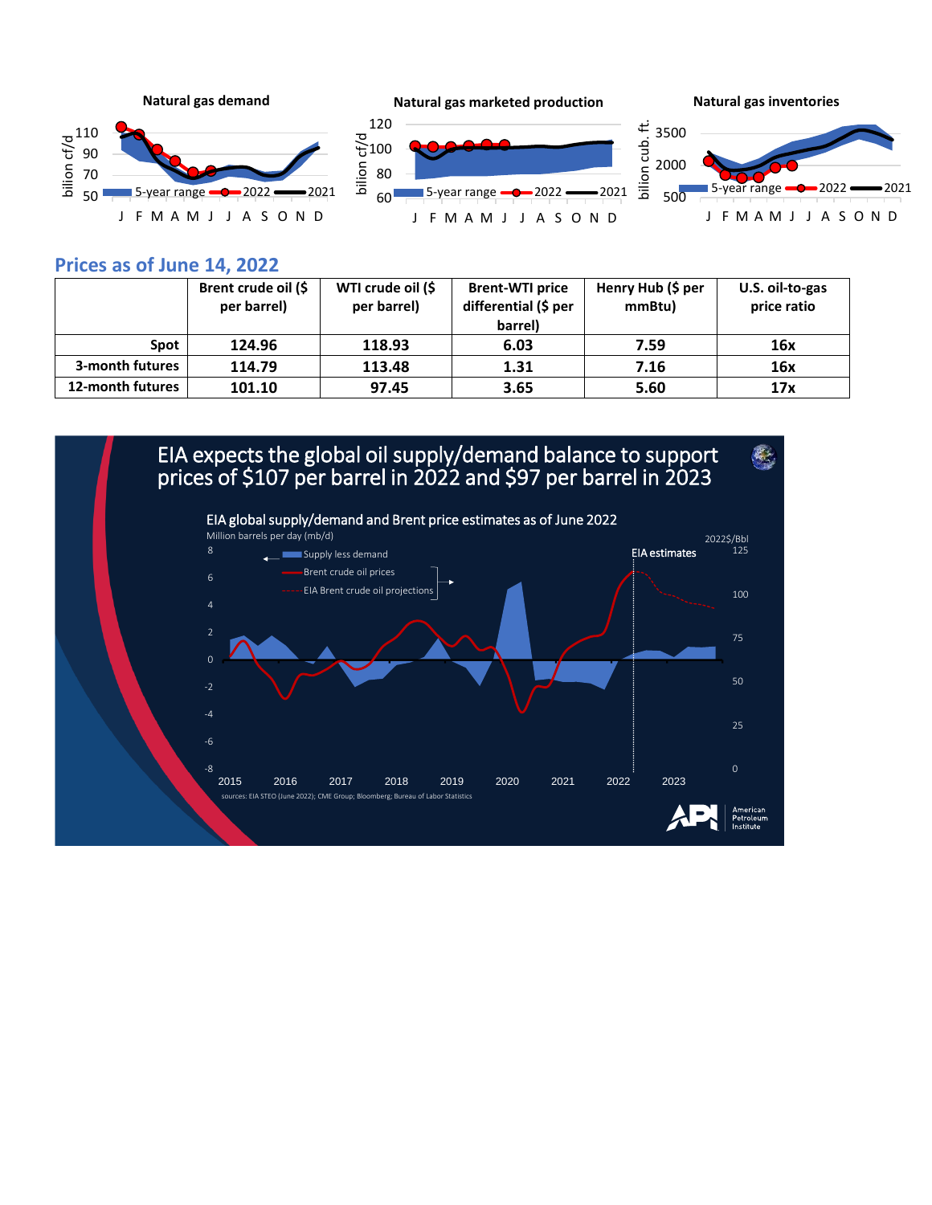Natural gas demand

bilion cf/d

110
90
70
50

5-year range 2022 2021

J F M A M J J A S O N D

Natural gas marketed production

bilion cf/d

120
100
80
60

5-year range 2022 2021

J F M A M J J A S O N D

Natural gas inventories

bilion cub. ft.

3500
2000
500

5-year range 2022 2021

J F M A M J J A S O N D

## Prices as of June 14, 2022

| | Brent crude oil ($ per barrel) | WTI crude oil ($ per barrel) | Brent-WTI price differential ($ per barrel) | Henry Hub ($ per mmBtu) | U.S. oil-to-gas price ratio |
|---|---|---|---|---|---|
| Spot | 124.96 | 118.93 | 6.03 | 7.59 | 16x |
| 3-month futures | 114.79 | 113.48 | 1.31 | 7.16 | 16x |
| 12-month futures | 101.10 | 97.45 | 3.65 | 5.60 | 17x |

EIA expects the global oil supply/demand balance to support prices of $107 per barrel in 2022 and $97 per barrel in 2023

EIA global supply/demand and Brent price estimates as of June 2022

Million barrels per day (mb/d)

2022$/Bbl

Supply less demand

Brent crude oil prices

EIA Brent crude oil projections

EIA estimates

8
6
4
2
0
-2
-4
-6
-8

125
100
75
50
25
0

2015 2016 2017 2018 2019 2020 2021 2022 2023

sources: EIA STEO (June 2022); CME Group; Bloomberg; Bureau of Labor Statistics

API American Petroleum Institute